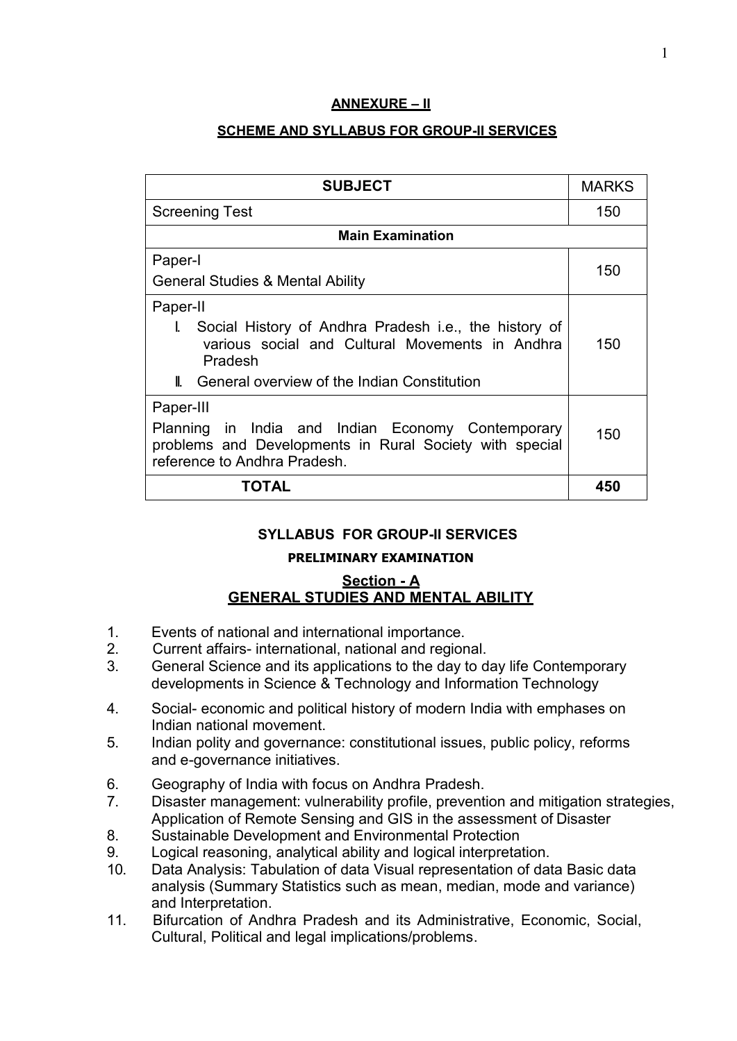## ANNEXURE – II

## SCHEME AND SYLLABUS FOR GROUP-II SERVICES

| SUBJECT | MARKS |
|---|---|
| Screening Test | 150 |
| **Main Examination** | |
| Paper-I<br>General Studies & Mental Ability | 150 |
| Paper-II<br>I. Social History of Andhra Pradesh i.e., the history of various social and Cultural Movements in Andhra Pradesh<br>II. General overview of the Indian Constitution | 150 |
| Paper-III<br>Planning in India and Indian Economy Contemporary problems and Developments in Rural Society with special reference to Andhra Pradesh. | 150 |
| **TOTAL** | **450** |

## SYLLABUS FOR GROUP-II SERVICES

### PRELIMINARY EXAMINATION

### Section - A
### GENERAL STUDIES AND MENTAL ABILITY

1. Events of national and international importance.
2. Current affairs- international, national and regional.
3. General Science and its applications to the day to day life Contemporary developments in Science & Technology and Information Technology
4. Social- economic and political history of modern India with emphases on Indian national movement.
5. Indian polity and governance: constitutional issues, public policy, reforms and e-governance initiatives.
6. Geography of India with focus on Andhra Pradesh.
7. Disaster management: vulnerability profile, prevention and mitigation strategies, Application of Remote Sensing and GIS in the assessment of Disaster
8. Sustainable Development and Environmental Protection
9. Logical reasoning, analytical ability and logical interpretation.
10. Data Analysis: Tabulation of data Visual representation of data Basic data analysis (Summary Statistics such as mean, median, mode and variance) and Interpretation.
11. Bifurcation of Andhra Pradesh and its Administrative, Economic, Social, Cultural, Political and legal implications/problems.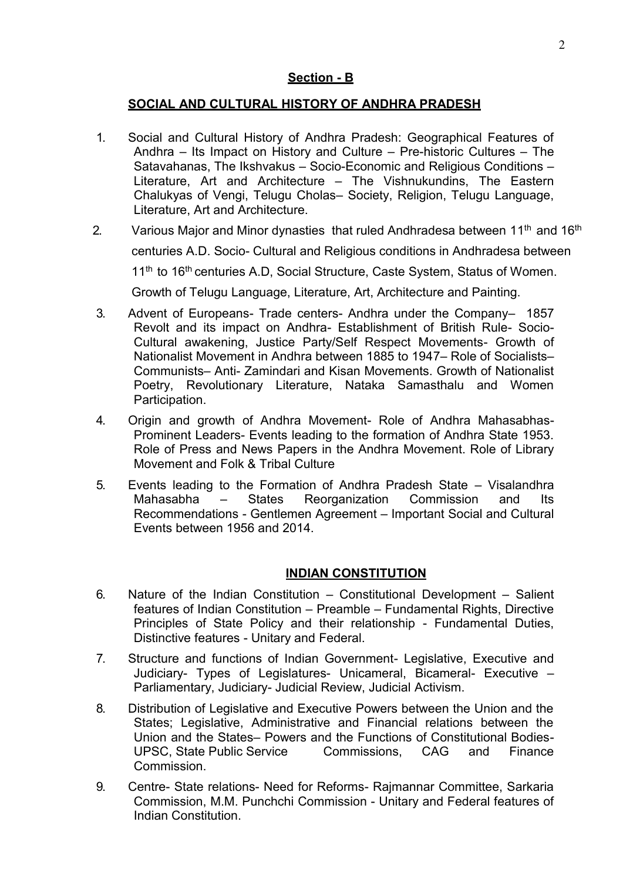## Section - B

### SOCIAL AND CULTURAL HISTORY OF ANDHRA PRADESH

1. Social and Cultural History of Andhra Pradesh: Geographical Features of Andhra – Its Impact on History and Culture – Pre-historic Cultures – The Satavahanas, The Ikshvakus – Socio-Economic and Religious Conditions – Literature, Art and Architecture – The Vishnukundins, The Eastern Chalukyas of Vengi, Telugu Cholas– Society, Religion, Telugu Language, Literature, Art and Architecture.

2. Various Major and Minor dynasties that ruled Andhradesa between 11th and 16th centuries A.D. Socio- Cultural and Religious conditions in Andhradesa between 11th to 16th centuries A.D, Social Structure, Caste System, Status of Women. Growth of Telugu Language, Literature, Art, Architecture and Painting.

3. Advent of Europeans- Trade centers- Andhra under the Company– 1857 Revolt and its impact on Andhra- Establishment of British Rule- Socio-Cultural awakening, Justice Party/Self Respect Movements- Growth of Nationalist Movement in Andhra between 1885 to 1947– Role of Socialists– Communists– Anti- Zamindari and Kisan Movements. Growth of Nationalist Poetry, Revolutionary Literature, Nataka Samasthalu and Women Participation.

4. Origin and growth of Andhra Movement- Role of Andhra Mahasabhas- Prominent Leaders- Events leading to the formation of Andhra State 1953. Role of Press and News Papers in the Andhra Movement. Role of Library Movement and Folk & Tribal Culture

5. Events leading to the Formation of Andhra Pradesh State – Visalandhra Mahasabha – States Reorganization Commission and Its Recommendations - Gentlemen Agreement – Important Social and Cultural Events between 1956 and 2014.

### INDIAN CONSTITUTION

6. Nature of the Indian Constitution – Constitutional Development – Salient features of Indian Constitution – Preamble – Fundamental Rights, Directive Principles of State Policy and their relationship - Fundamental Duties, Distinctive features - Unitary and Federal.

7. Structure and functions of Indian Government- Legislative, Executive and Judiciary- Types of Legislatures- Unicameral, Bicameral- Executive – Parliamentary, Judiciary- Judicial Review, Judicial Activism.

8. Distribution of Legislative and Executive Powers between the Union and the States; Legislative, Administrative and Financial relations between the Union and the States– Powers and the Functions of Constitutional Bodies- UPSC, State Public Service Commissions, CAG and Finance Commission.

9. Centre- State relations- Need for Reforms- Rajmannar Committee, Sarkaria Commission, M.M. Punchchi Commission - Unitary and Federal features of Indian Constitution.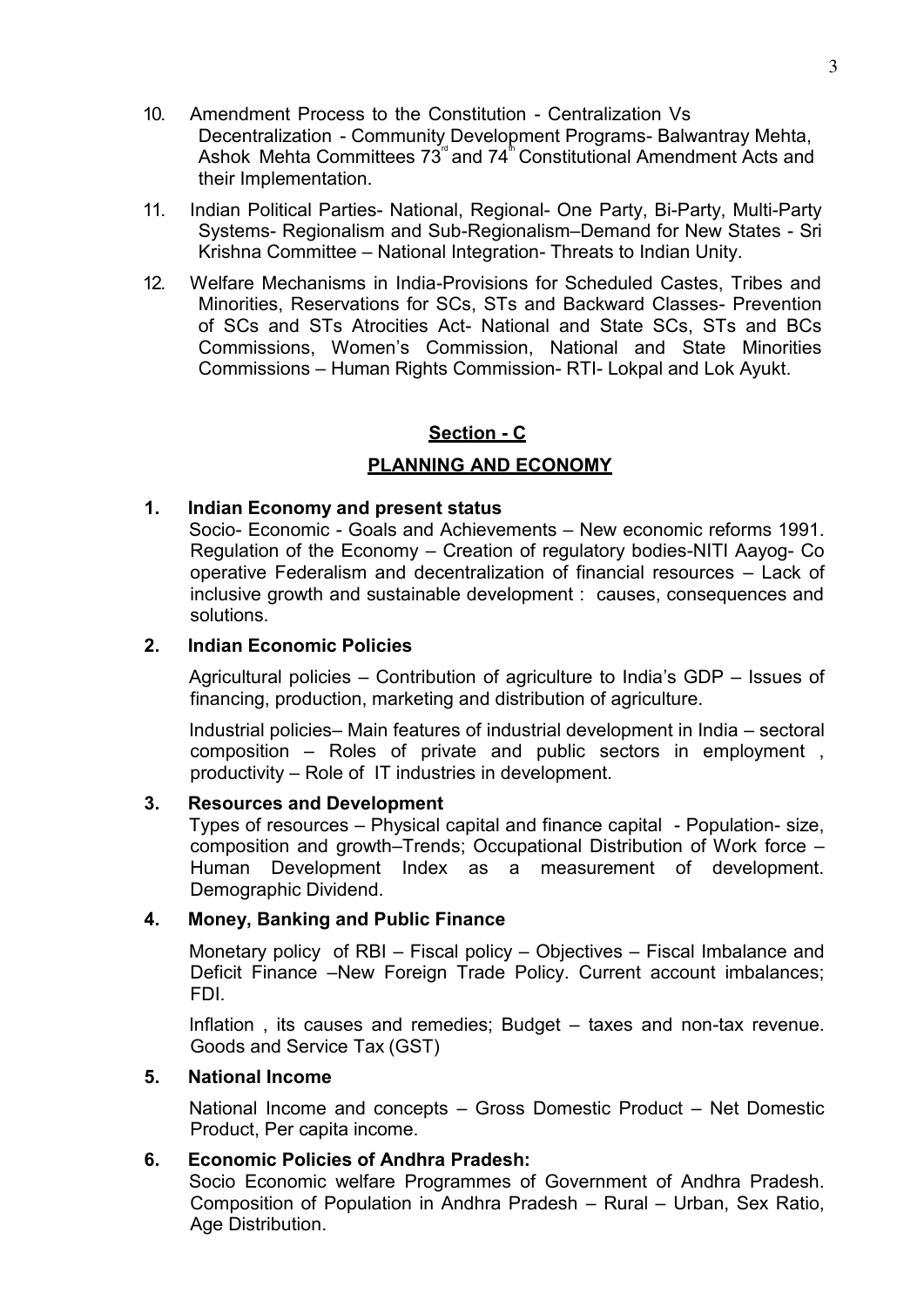10. Amendment Process to the Constitution - Centralization Vs Decentralization - Community Development Programs- Balwantray Mehta, Ashok Mehta Committees 73rd and 74th Constitutional Amendment Acts and their Implementation.

11. Indian Political Parties- National, Regional- One Party, Bi-Party, Multi-Party Systems- Regionalism and Sub-Regionalism–Demand for New States - Sri Krishna Committee – National Integration- Threats to Indian Unity.

12. Welfare Mechanisms in India-Provisions for Scheduled Castes, Tribes and Minorities, Reservations for SCs, STs and Backward Classes- Prevention of SCs and STs Atrocities Act- National and State SCs, STs and BCs Commissions, Women's Commission, National and State Minorities Commissions – Human Rights Commission- RTI- Lokpal and Lok Ayukt.

## Section - C

## PLANNING AND ECONOMY

### 1. Indian Economy and present status

Socio- Economic - Goals and Achievements – New economic reforms 1991. Regulation of the Economy – Creation of regulatory bodies-NITI Aayog- Co operative Federalism and decentralization of financial resources – Lack of inclusive growth and sustainable development : causes, consequences and solutions.

### 2. Indian Economic Policies

Agricultural policies – Contribution of agriculture to India's GDP – Issues of financing, production, marketing and distribution of agriculture.

Industrial policies– Main features of industrial development in India – sectoral composition – Roles of private and public sectors in employment , productivity – Role of IT industries in development.

### 3. Resources and Development

Types of resources – Physical capital and finance capital - Population- size, composition and growth–Trends; Occupational Distribution of Work force – Human Development Index as a measurement of development. Demographic Dividend.

### 4. Money, Banking and Public Finance

Monetary policy of RBI – Fiscal policy – Objectives – Fiscal Imbalance and Deficit Finance –New Foreign Trade Policy. Current account imbalances; FDI.

Inflation , its causes and remedies; Budget – taxes and non-tax revenue. Goods and Service Tax (GST)

### 5. National Income

National Income and concepts – Gross Domestic Product – Net Domestic Product, Per capita income.

### 6. Economic Policies of Andhra Pradesh:

Socio Economic welfare Programmes of Government of Andhra Pradesh. Composition of Population in Andhra Pradesh – Rural – Urban, Sex Ratio, Age Distribution.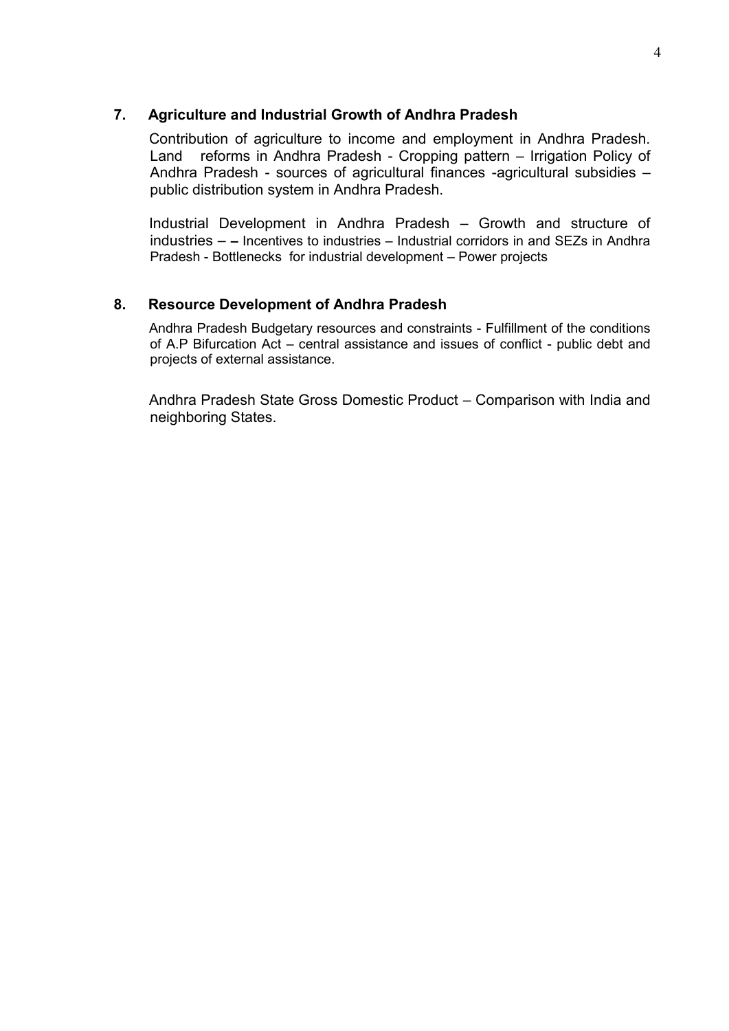## 7. Agriculture and Industrial Growth of Andhra Pradesh

Contribution of agriculture to income and employment in Andhra Pradesh. Land reforms in Andhra Pradesh - Cropping pattern – Irrigation Policy of Andhra Pradesh - sources of agricultural finances -agricultural subsidies – public distribution system in Andhra Pradesh.

Industrial Development in Andhra Pradesh – Growth and structure of industries – – Incentives to industries – Industrial corridors in and SEZs in Andhra Pradesh - Bottlenecks for industrial development – Power projects

## 8. Resource Development of Andhra Pradesh

Andhra Pradesh Budgetary resources and constraints - Fulfillment of the conditions of A.P Bifurcation Act – central assistance and issues of conflict - public debt and projects of external assistance.

Andhra Pradesh State Gross Domestic Product – Comparison with India and neighboring States.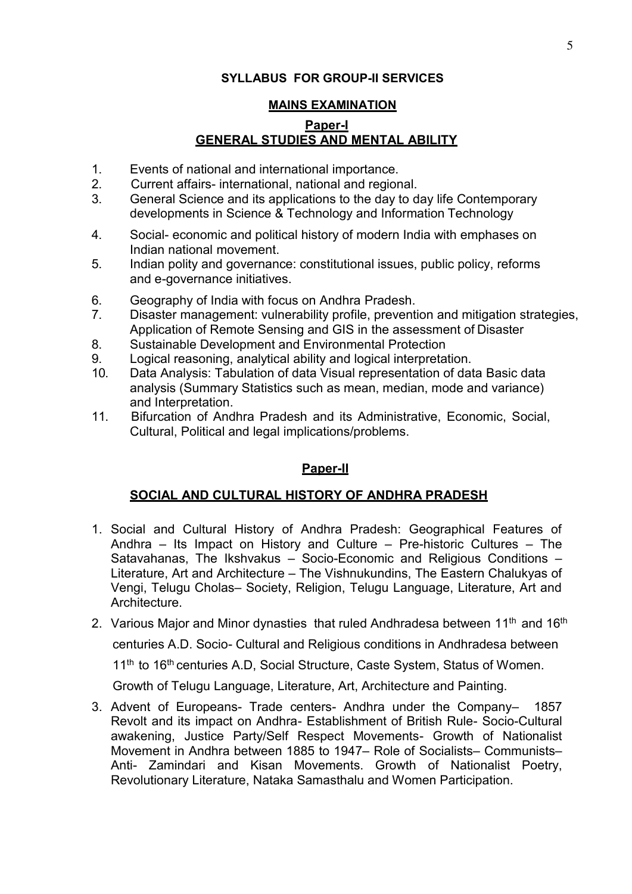## SYLLABUS FOR GROUP-II SERVICES

### MAINS EXAMINATION

### Paper-I
### GENERAL STUDIES AND MENTAL ABILITY

1. Events of national and international importance.
2. Current affairs- international, national and regional.
3. General Science and its applications to the day to day life Contemporary developments in Science & Technology and Information Technology
4. Social- economic and political history of modern India with emphases on Indian national movement.
5. Indian polity and governance: constitutional issues, public policy, reforms and e-governance initiatives.
6. Geography of India with focus on Andhra Pradesh.
7. Disaster management: vulnerability profile, prevention and mitigation strategies, Application of Remote Sensing and GIS in the assessment of Disaster
8. Sustainable Development and Environmental Protection
9. Logical reasoning, analytical ability and logical interpretation.
10. Data Analysis: Tabulation of data Visual representation of data Basic data analysis (Summary Statistics such as mean, median, mode and variance) and Interpretation.
11. Bifurcation of Andhra Pradesh and its Administrative, Economic, Social, Cultural, Political and legal implications/problems.

### Paper-II

### SOCIAL AND CULTURAL HISTORY OF ANDHRA PRADESH

1. Social and Cultural History of Andhra Pradesh: Geographical Features of Andhra – Its Impact on History and Culture – Pre-historic Cultures – The Satavahanas, The Ikshvakus – Socio-Economic and Religious Conditions – Literature, Art and Architecture – The Vishnukundins, The Eastern Chalukyas of Vengi, Telugu Cholas– Society, Religion, Telugu Language, Literature, Art and Architecture.
2. Various Major and Minor dynasties that ruled Andhradesa between 11th and 16th centuries A.D. Socio- Cultural and Religious conditions in Andhradesa between 11th to 16th centuries A.D, Social Structure, Caste System, Status of Women. Growth of Telugu Language, Literature, Art, Architecture and Painting.
3. Advent of Europeans- Trade centers- Andhra under the Company– 1857 Revolt and its impact on Andhra- Establishment of British Rule- Socio-Cultural awakening, Justice Party/Self Respect Movements- Growth of Nationalist Movement in Andhra between 1885 to 1947– Role of Socialists– Communists– Anti- Zamindari and Kisan Movements. Growth of Nationalist Poetry, Revolutionary Literature, Nataka Samasthalu and Women Participation.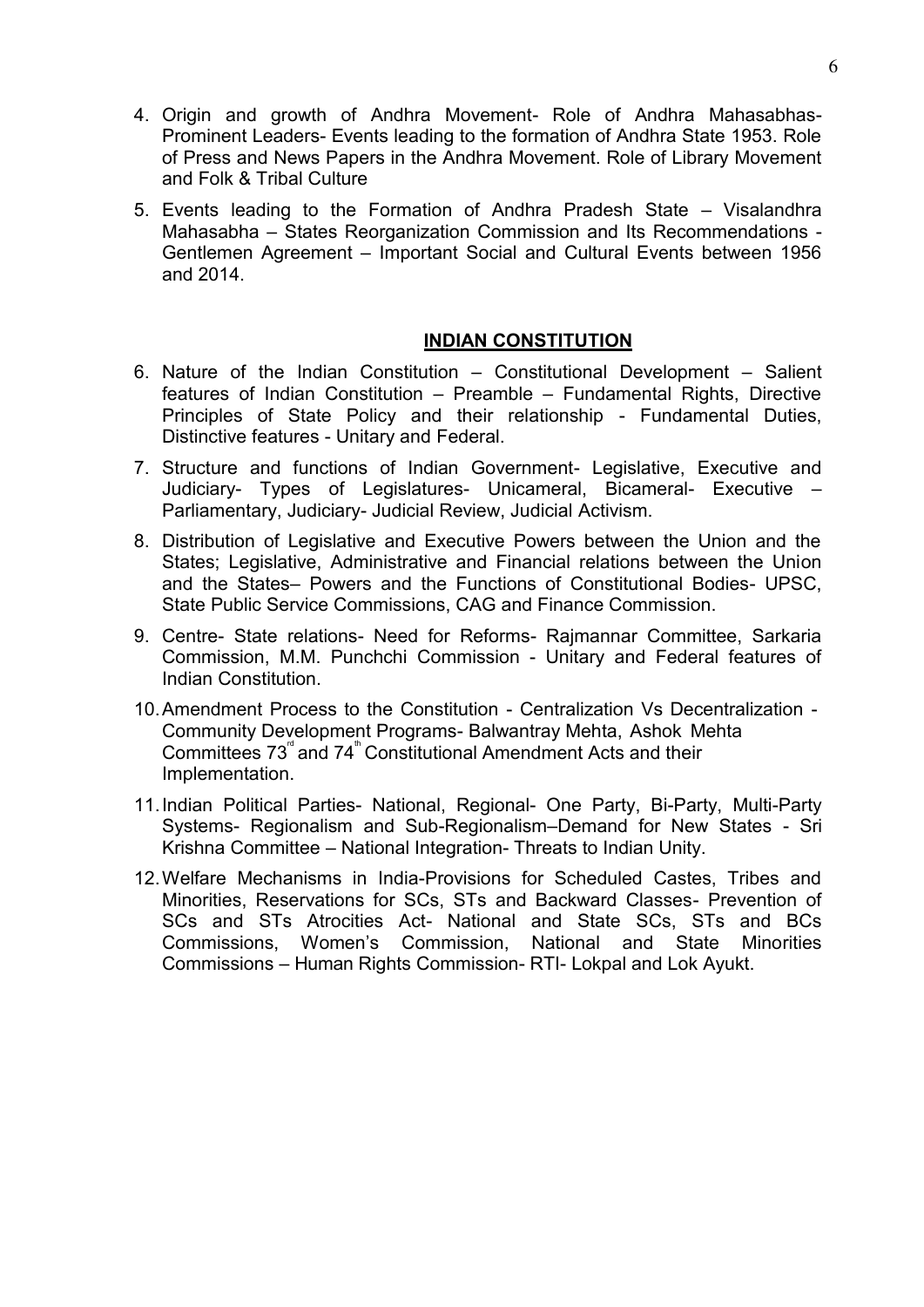4. Origin and growth of Andhra Movement- Role of Andhra Mahasabhas- Prominent Leaders- Events leading to the formation of Andhra State 1953. Role of Press and News Papers in the Andhra Movement. Role of Library Movement and Folk & Tribal Culture
5. Events leading to the Formation of Andhra Pradesh State – Visalandhra Mahasabha – States Reorganization Commission and Its Recommendations - Gentlemen Agreement – Important Social and Cultural Events between 1956 and 2014.

## INDIAN CONSTITUTION

6. Nature of the Indian Constitution – Constitutional Development – Salient features of Indian Constitution – Preamble – Fundamental Rights, Directive Principles of State Policy and their relationship - Fundamental Duties, Distinctive features - Unitary and Federal.
7. Structure and functions of Indian Government- Legislative, Executive and Judiciary- Types of Legislatures- Unicameral, Bicameral- Executive – Parliamentary, Judiciary- Judicial Review, Judicial Activism.
8. Distribution of Legislative and Executive Powers between the Union and the States; Legislative, Administrative and Financial relations between the Union and the States– Powers and the Functions of Constitutional Bodies- UPSC, State Public Service Commissions, CAG and Finance Commission.
9. Centre- State relations- Need for Reforms- Rajmannar Committee, Sarkaria Commission, M.M. Punchchi Commission - Unitary and Federal features of Indian Constitution.
10. Amendment Process to the Constitution - Centralization Vs Decentralization - Community Development Programs- Balwantray Mehta, Ashok Mehta Committees 73rd and 74th Constitutional Amendment Acts and their Implementation.
11. Indian Political Parties- National, Regional- One Party, Bi-Party, Multi-Party Systems- Regionalism and Sub-Regionalism–Demand for New States - Sri Krishna Committee – National Integration- Threats to Indian Unity.
12. Welfare Mechanisms in India-Provisions for Scheduled Castes, Tribes and Minorities, Reservations for SCs, STs and Backward Classes- Prevention of SCs and STs Atrocities Act- National and State SCs, STs and BCs Commissions, Women's Commission, National and State Minorities Commissions – Human Rights Commission- RTI- Lokpal and Lok Ayukt.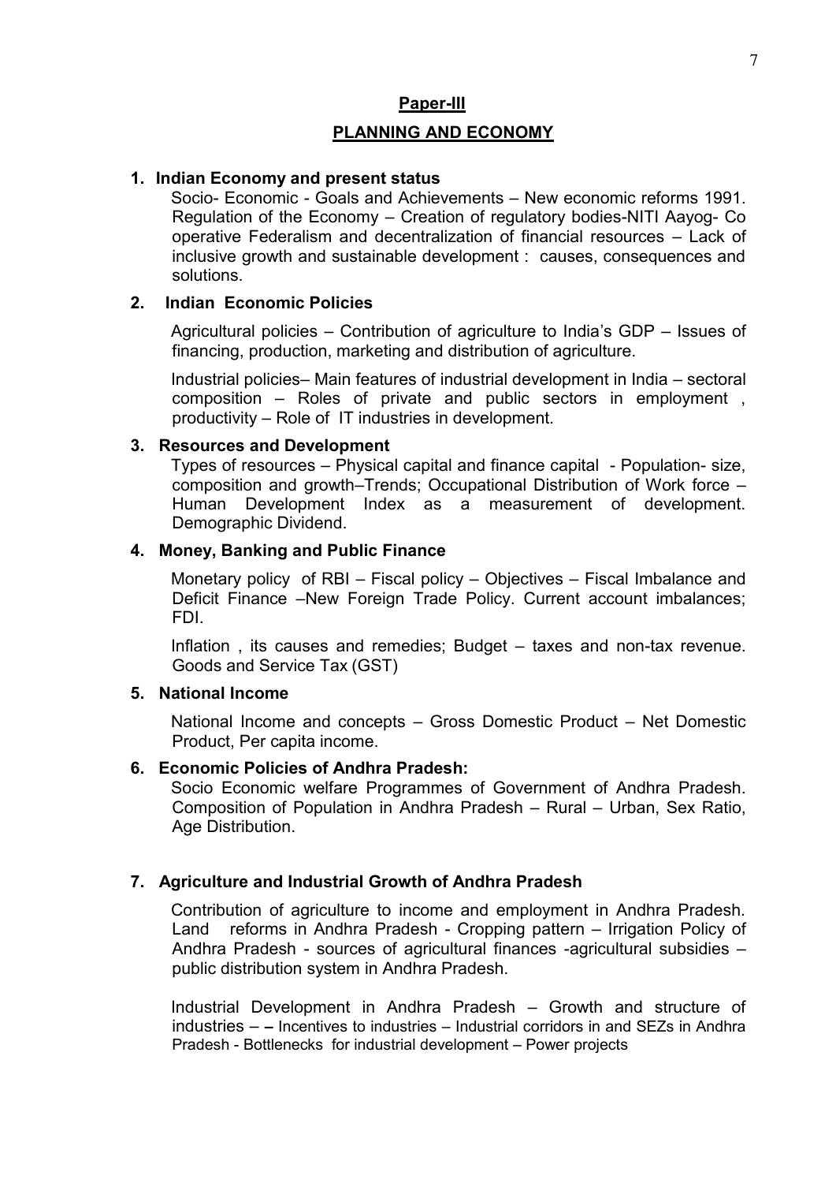## Paper-III

## PLANNING AND ECONOMY

**1. Indian Economy and present status**

Socio- Economic - Goals and Achievements – New economic reforms 1991. Regulation of the Economy – Creation of regulatory bodies-NITI Aayog- Co operative Federalism and decentralization of financial resources – Lack of inclusive growth and sustainable development : causes, consequences and solutions.

**2. Indian Economic Policies**

Agricultural policies – Contribution of agriculture to India's GDP – Issues of financing, production, marketing and distribution of agriculture.

Industrial policies– Main features of industrial development in India – sectoral composition – Roles of private and public sectors in employment , productivity – Role of IT industries in development.

**3. Resources and Development**

Types of resources – Physical capital and finance capital - Population- size, composition and growth–Trends; Occupational Distribution of Work force – Human Development Index as a measurement of development. Demographic Dividend.

**4. Money, Banking and Public Finance**

Monetary policy of RBI – Fiscal policy – Objectives – Fiscal Imbalance and Deficit Finance –New Foreign Trade Policy. Current account imbalances; FDI.

Inflation , its causes and remedies; Budget – taxes and non-tax revenue. Goods and Service Tax (GST)

**5. National Income**

National Income and concepts – Gross Domestic Product – Net Domestic Product, Per capita income.

**6. Economic Policies of Andhra Pradesh:**

Socio Economic welfare Programmes of Government of Andhra Pradesh. Composition of Population in Andhra Pradesh – Rural – Urban, Sex Ratio, Age Distribution.

**7. Agriculture and Industrial Growth of Andhra Pradesh**

Contribution of agriculture to income and employment in Andhra Pradesh. Land reforms in Andhra Pradesh - Cropping pattern – Irrigation Policy of Andhra Pradesh - sources of agricultural finances -agricultural subsidies – public distribution system in Andhra Pradesh.

Industrial Development in Andhra Pradesh – Growth and structure of industries – – Incentives to industries – Industrial corridors in and SEZs in Andhra Pradesh - Bottlenecks for industrial development – Power projects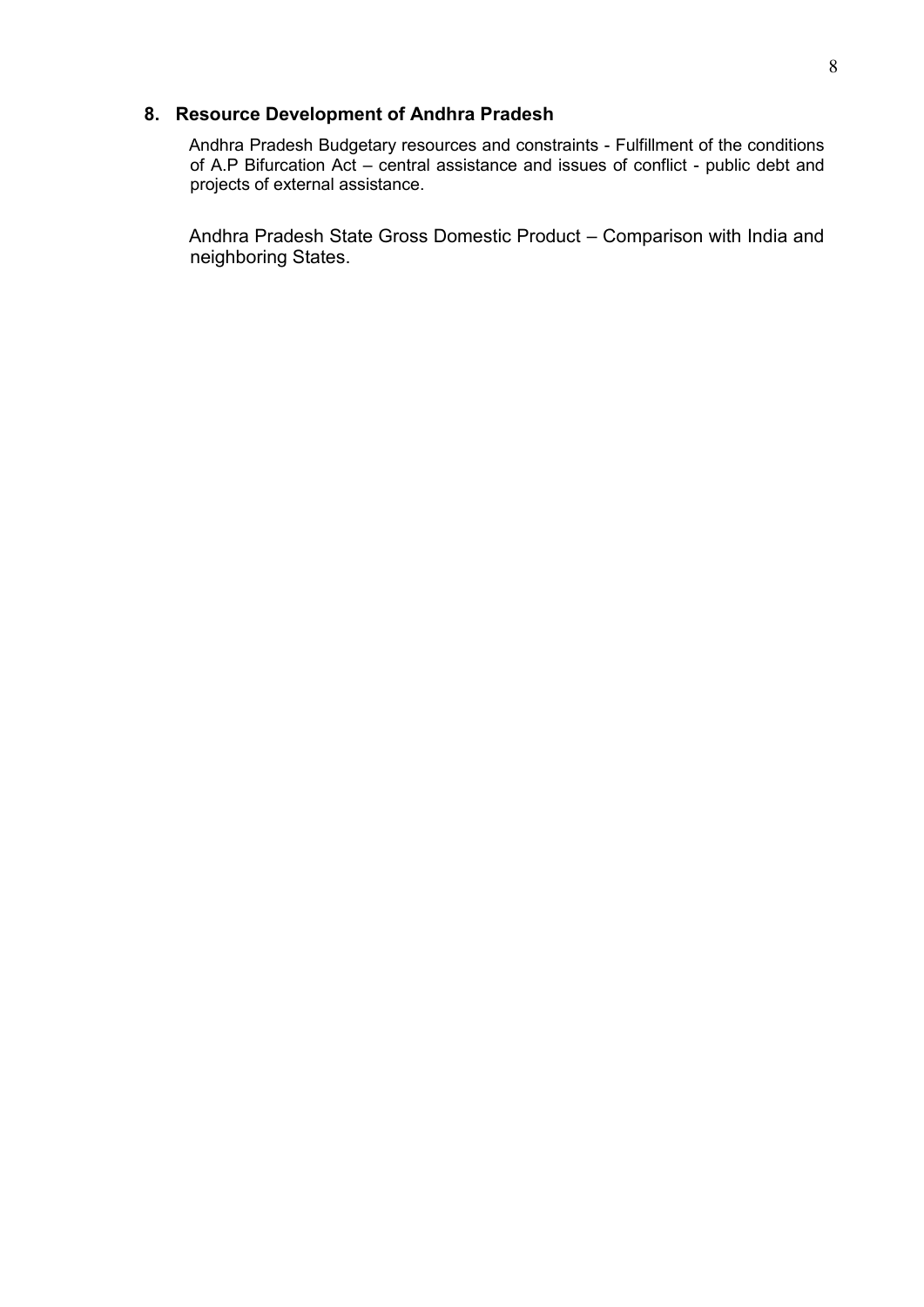## 8. Resource Development of Andhra Pradesh

Andhra Pradesh Budgetary resources and constraints - Fulfillment of the conditions of A.P Bifurcation Act – central assistance and issues of conflict - public debt and projects of external assistance.

Andhra Pradesh State Gross Domestic Product – Comparison with India and neighboring States.